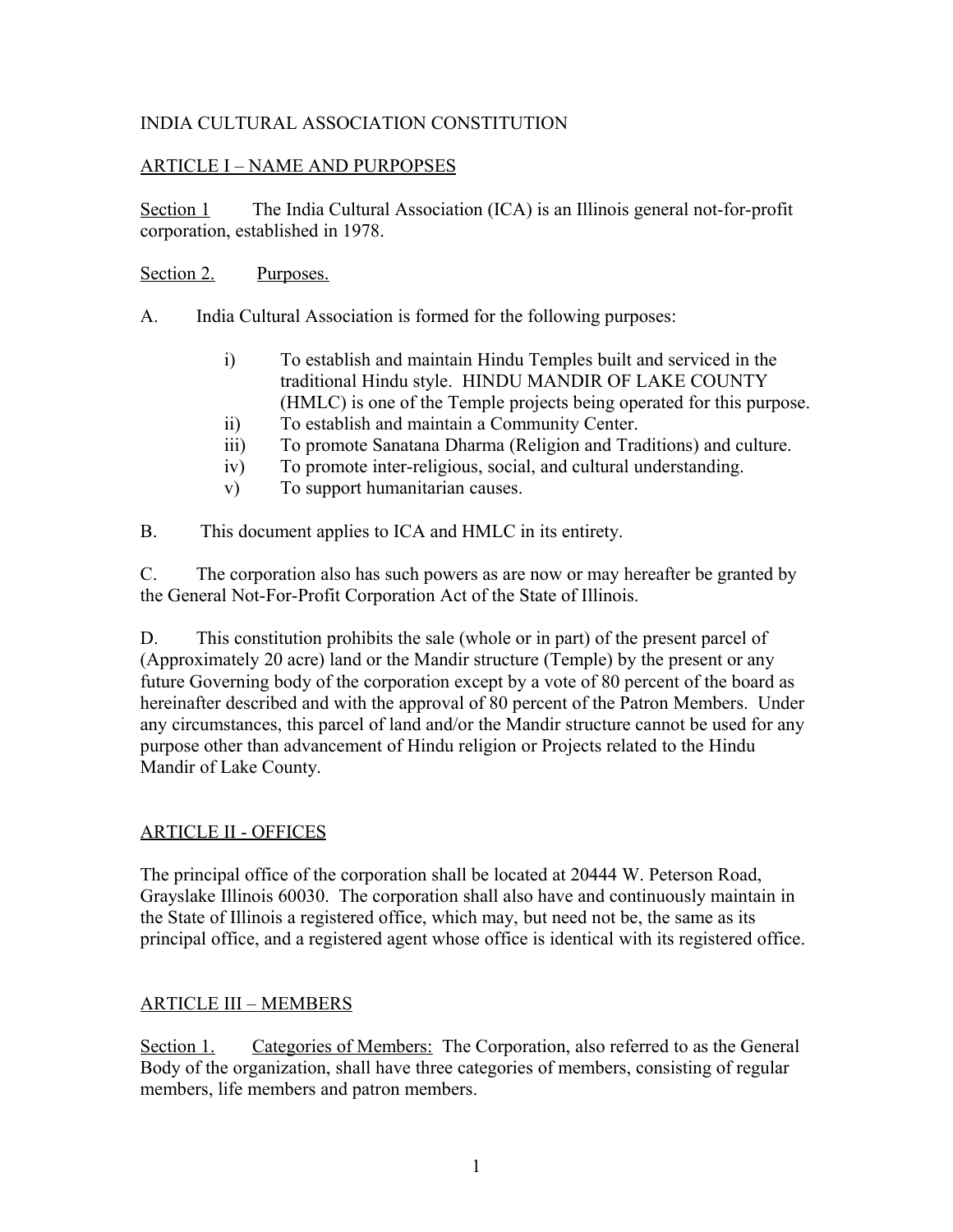# INDIA CULTURAL ASSOCIATION CONSTITUTION

## ARTICLE I – NAME AND PURPOPSES

Section 1 The India Cultural Association (ICA) is an Illinois general not-for-profit corporation, established in 1978.

Section 2. Purposes.

A. India Cultural Association is formed for the following purposes:

- i) To establish and maintain Hindu Temples built and serviced in the traditional Hindu style. HINDU MANDIR OF LAKE COUNTY (HMLC) is one of the Temple projects being operated for this purpose.
- ii) To establish and maintain a Community Center.
- iii) To promote Sanatana Dharma (Religion and Traditions) and culture.
- iv) To promote inter-religious, social, and cultural understanding.
- v) To support humanitarian causes.

B. This document applies to ICA and HMLC in its entirety.

C. The corporation also has such powers as are now or may hereafter be granted by the General Not-For-Profit Corporation Act of the State of Illinois.

D. This constitution prohibits the sale (whole or in part) of the present parcel of (Approximately 20 acre) land or the Mandir structure (Temple) by the present or any future Governing body of the corporation except by a vote of 80 percent of the board as hereinafter described and with the approval of 80 percent of the Patron Members. Under any circumstances, this parcel of land and/or the Mandir structure cannot be used for any purpose other than advancement of Hindu religion or Projects related to the Hindu Mandir of Lake County.

## ARTICLE II - OFFICES

The principal office of the corporation shall be located at 20444 W. Peterson Road, Grayslake Illinois 60030. The corporation shall also have and continuously maintain in the State of Illinois a registered office, which may, but need not be, the same as its principal office, and a registered agent whose office is identical with its registered office.

## ARTICLE III – MEMBERS

Section 1. Categories of Members: The Corporation, also referred to as the General Body of the organization, shall have three categories of members, consisting of regular members, life members and patron members.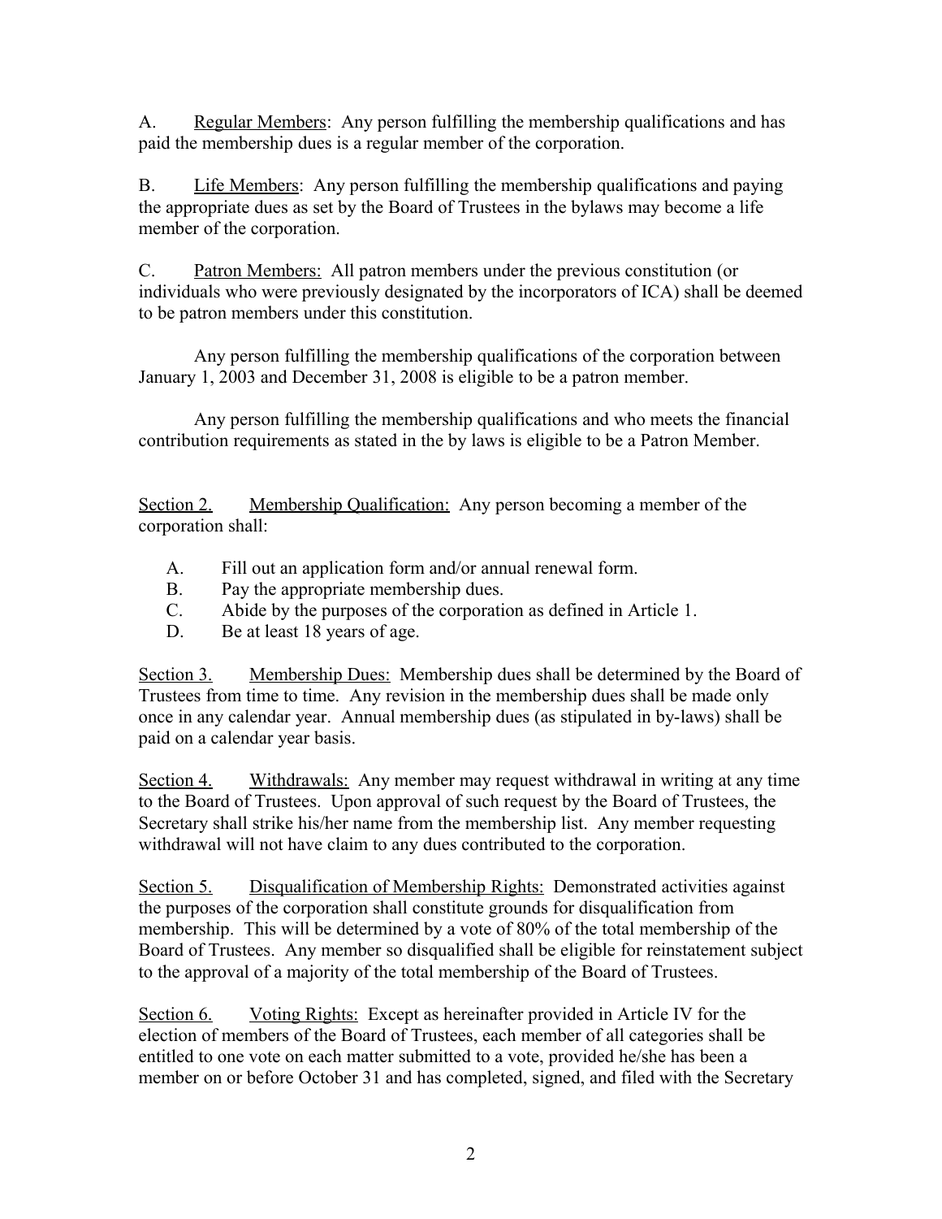A. <u>Regular Members</u>: Any person fulfilling the membership qualifications and has paid the membership dues is a regular member of the corporation.

B. <u>Life Members</u>: Any person fulfilling the membership qualifications and paying the appropriate dues as set by the Board of Trustees in the bylaws may become a life member of the corporation.

C. <u>Patron Members:</u> All patron members under the previous constitution (or individuals who were previously designated by the incorporators of ICA) shall be deemed to be patron members under this constitution.

Any person fulfilling the membership qualifications of the corporation between January 1, 2003 and December 31, 2008 is eligible to be a patron member.

Any person fulfilling the membership qualifications and who meets the financial contribution requirements as stated in the by laws is eligible to be a Patron Member.

<u>Section 2.</u> <u>Membership Qualification:</u> Any person becoming a member of the corporation shall:

A. Fill out an application form and/or annual renewal form.
B. Pay the appropriate membership dues.
C. Abide by the purposes of the corporation as defined in Article 1.
D. Be at least 18 years of age.

<u>Section 3.</u> <u>Membership Dues:</u> Membership dues shall be determined by the Board of Trustees from time to time. Any revision in the membership dues shall be made only once in any calendar year. Annual membership dues (as stipulated in by-laws) shall be paid on a calendar year basis.

<u>Section 4.</u> <u>Withdrawals:</u> Any member may request withdrawal in writing at any time to the Board of Trustees. Upon approval of such request by the Board of Trustees, the Secretary shall strike his/her name from the membership list. Any member requesting withdrawal will not have claim to any dues contributed to the corporation.

<u>Section 5.</u> <u>Disqualification of Membership Rights:</u> Demonstrated activities against the purposes of the corporation shall constitute grounds for disqualification from membership. This will be determined by a vote of 80% of the total membership of the Board of Trustees. Any member so disqualified shall be eligible for reinstatement subject to the approval of a majority of the total membership of the Board of Trustees.

<u>Section 6.</u> <u>Voting Rights:</u> Except as hereinafter provided in Article IV for the election of members of the Board of Trustees, each member of all categories shall be entitled to one vote on each matter submitted to a vote, provided he/she has been a member on or before October 31 and has completed, signed, and filed with the Secretary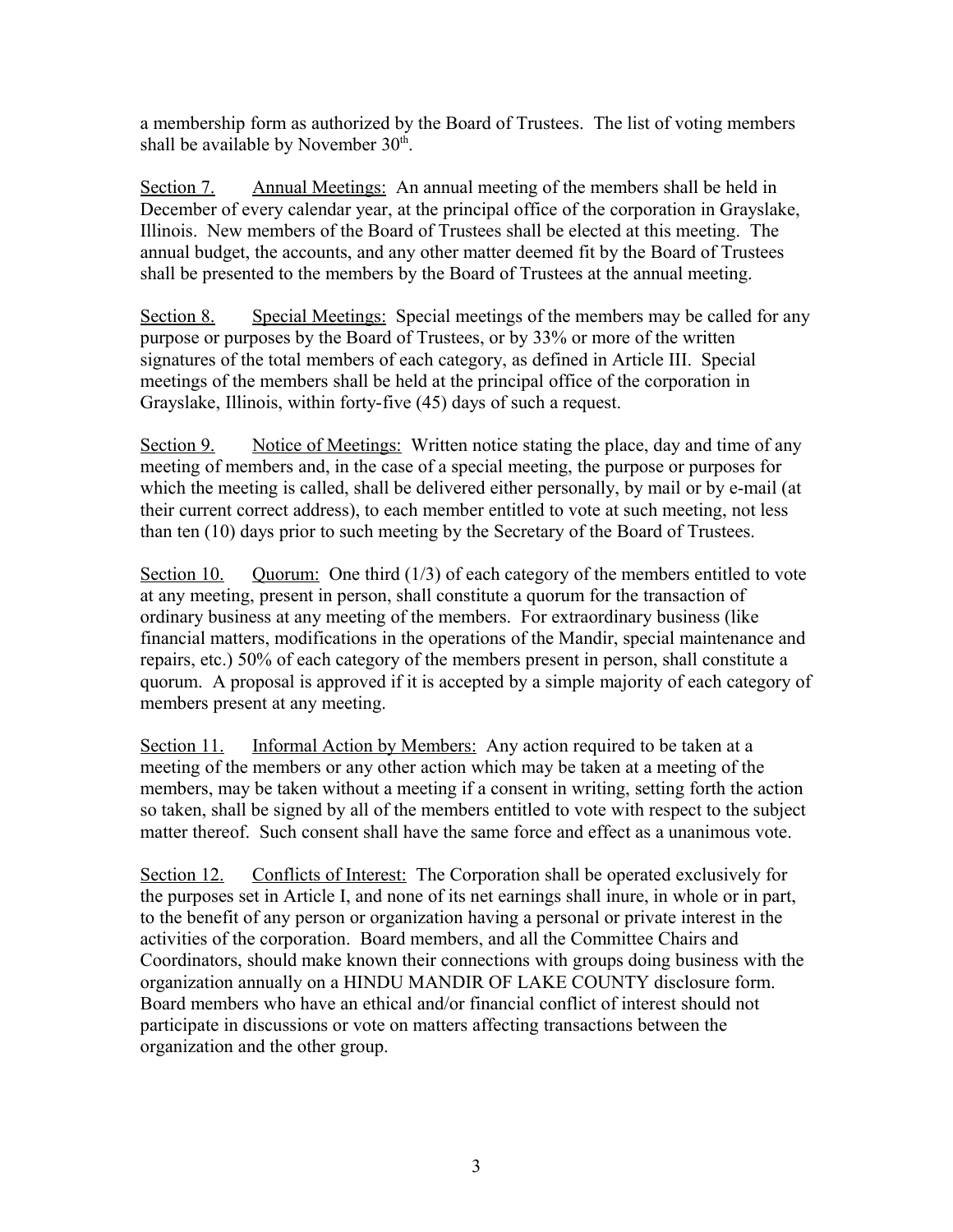a membership form as authorized by the Board of Trustees. The list of voting members shall be available by November 30th.

Section 7. Annual Meetings: An annual meeting of the members shall be held in December of every calendar year, at the principal office of the corporation in Grayslake, Illinois. New members of the Board of Trustees shall be elected at this meeting. The annual budget, the accounts, and any other matter deemed fit by the Board of Trustees shall be presented to the members by the Board of Trustees at the annual meeting.

Section 8. Special Meetings: Special meetings of the members may be called for any purpose or purposes by the Board of Trustees, or by 33% or more of the written signatures of the total members of each category, as defined in Article III. Special meetings of the members shall be held at the principal office of the corporation in Grayslake, Illinois, within forty-five (45) days of such a request.

Section 9. Notice of Meetings: Written notice stating the place, day and time of any meeting of members and, in the case of a special meeting, the purpose or purposes for which the meeting is called, shall be delivered either personally, by mail or by e-mail (at their current correct address), to each member entitled to vote at such meeting, not less than ten (10) days prior to such meeting by the Secretary of the Board of Trustees.

Section 10. Quorum: One third (1/3) of each category of the members entitled to vote at any meeting, present in person, shall constitute a quorum for the transaction of ordinary business at any meeting of the members. For extraordinary business (like financial matters, modifications in the operations of the Mandir, special maintenance and repairs, etc.) 50% of each category of the members present in person, shall constitute a quorum. A proposal is approved if it is accepted by a simple majority of each category of members present at any meeting.

Section 11. Informal Action by Members: Any action required to be taken at a meeting of the members or any other action which may be taken at a meeting of the members, may be taken without a meeting if a consent in writing, setting forth the action so taken, shall be signed by all of the members entitled to vote with respect to the subject matter thereof. Such consent shall have the same force and effect as a unanimous vote.

Section 12. Conflicts of Interest: The Corporation shall be operated exclusively for the purposes set in Article I, and none of its net earnings shall inure, in whole or in part, to the benefit of any person or organization having a personal or private interest in the activities of the corporation. Board members, and all the Committee Chairs and Coordinators, should make known their connections with groups doing business with the organization annually on a HINDU MANDIR OF LAKE COUNTY disclosure form. Board members who have an ethical and/or financial conflict of interest should not participate in discussions or vote on matters affecting transactions between the organization and the other group.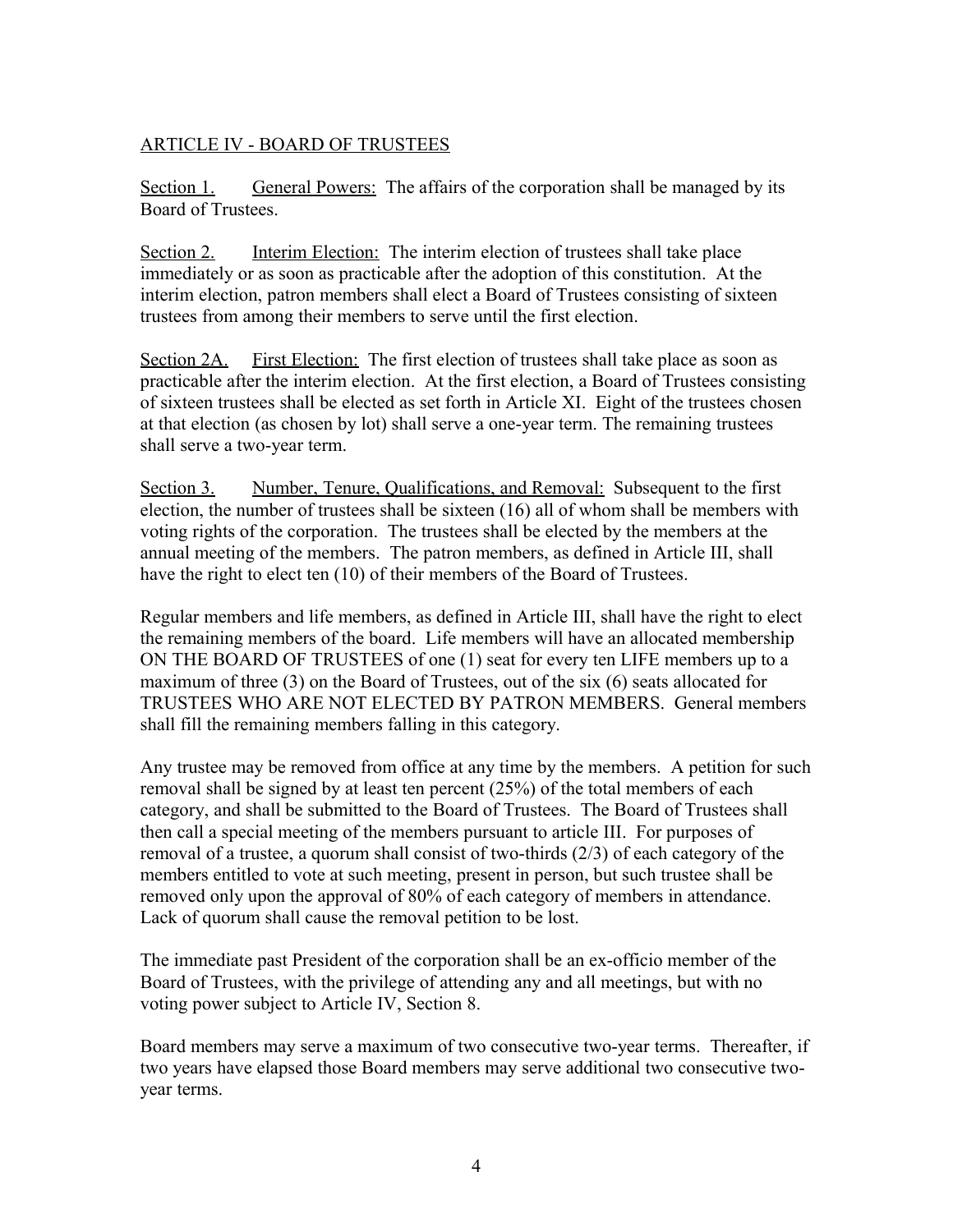## ARTICLE IV - BOARD OF TRUSTEES

Section 1. General Powers: The affairs of the corporation shall be managed by its Board of Trustees.

Section 2. Interim Election: The interim election of trustees shall take place immediately or as soon as practicable after the adoption of this constitution. At the interim election, patron members shall elect a Board of Trustees consisting of sixteen trustees from among their members to serve until the first election.

Section 2A. First Election: The first election of trustees shall take place as soon as practicable after the interim election. At the first election, a Board of Trustees consisting of sixteen trustees shall be elected as set forth in Article XI. Eight of the trustees chosen at that election (as chosen by lot) shall serve a one-year term. The remaining trustees shall serve a two-year term.

Section 3. Number, Tenure, Qualifications, and Removal: Subsequent to the first election, the number of trustees shall be sixteen (16) all of whom shall be members with voting rights of the corporation. The trustees shall be elected by the members at the annual meeting of the members. The patron members, as defined in Article III, shall have the right to elect ten (10) of their members of the Board of Trustees.

Regular members and life members, as defined in Article III, shall have the right to elect the remaining members of the board. Life members will have an allocated membership ON THE BOARD OF TRUSTEES of one (1) seat for every ten LIFE members up to a maximum of three (3) on the Board of Trustees, out of the six (6) seats allocated for TRUSTEES WHO ARE NOT ELECTED BY PATRON MEMBERS. General members shall fill the remaining members falling in this category.

Any trustee may be removed from office at any time by the members. A petition for such removal shall be signed by at least ten percent (25%) of the total members of each category, and shall be submitted to the Board of Trustees. The Board of Trustees shall then call a special meeting of the members pursuant to article III. For purposes of removal of a trustee, a quorum shall consist of two-thirds (2/3) of each category of the members entitled to vote at such meeting, present in person, but such trustee shall be removed only upon the approval of 80% of each category of members in attendance. Lack of quorum shall cause the removal petition to be lost.

The immediate past President of the corporation shall be an ex-officio member of the Board of Trustees, with the privilege of attending any and all meetings, but with no voting power subject to Article IV, Section 8.

Board members may serve a maximum of two consecutive two-year terms. Thereafter, if two years have elapsed those Board members may serve additional two consecutive two-year terms.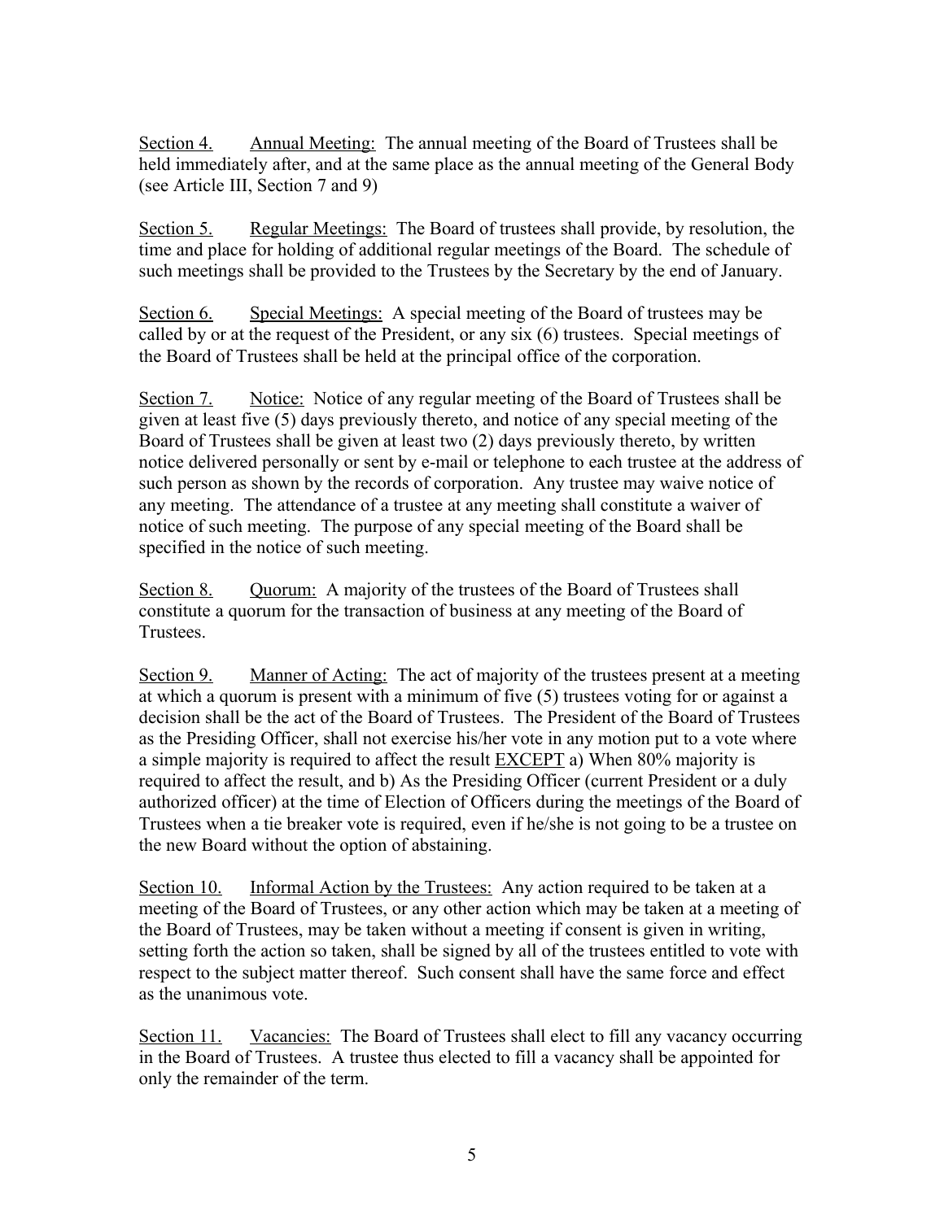Section 4. Annual Meeting: The annual meeting of the Board of Trustees shall be held immediately after, and at the same place as the annual meeting of the General Body (see Article III, Section 7 and 9)

Section 5. Regular Meetings: The Board of trustees shall provide, by resolution, the time and place for holding of additional regular meetings of the Board. The schedule of such meetings shall be provided to the Trustees by the Secretary by the end of January.

Section 6. Special Meetings: A special meeting of the Board of trustees may be called by or at the request of the President, or any six (6) trustees. Special meetings of the Board of Trustees shall be held at the principal office of the corporation.

Section 7. Notice: Notice of any regular meeting of the Board of Trustees shall be given at least five (5) days previously thereto, and notice of any special meeting of the Board of Trustees shall be given at least two (2) days previously thereto, by written notice delivered personally or sent by e-mail or telephone to each trustee at the address of such person as shown by the records of corporation. Any trustee may waive notice of any meeting. The attendance of a trustee at any meeting shall constitute a waiver of notice of such meeting. The purpose of any special meeting of the Board shall be specified in the notice of such meeting.

Section 8. Quorum: A majority of the trustees of the Board of Trustees shall constitute a quorum for the transaction of business at any meeting of the Board of Trustees.

Section 9. Manner of Acting: The act of majority of the trustees present at a meeting at which a quorum is present with a minimum of five (5) trustees voting for or against a decision shall be the act of the Board of Trustees. The President of the Board of Trustees as the Presiding Officer, shall not exercise his/her vote in any motion put to a vote where a simple majority is required to affect the result EXCEPT a) When 80% majority is required to affect the result, and b) As the Presiding Officer (current President or a duly authorized officer) at the time of Election of Officers during the meetings of the Board of Trustees when a tie breaker vote is required, even if he/she is not going to be a trustee on the new Board without the option of abstaining.

Section 10. Informal Action by the Trustees: Any action required to be taken at a meeting of the Board of Trustees, or any other action which may be taken at a meeting of the Board of Trustees, may be taken without a meeting if consent is given in writing, setting forth the action so taken, shall be signed by all of the trustees entitled to vote with respect to the subject matter thereof. Such consent shall have the same force and effect as the unanimous vote.

Section 11. Vacancies: The Board of Trustees shall elect to fill any vacancy occurring in the Board of Trustees. A trustee thus elected to fill a vacancy shall be appointed for only the remainder of the term.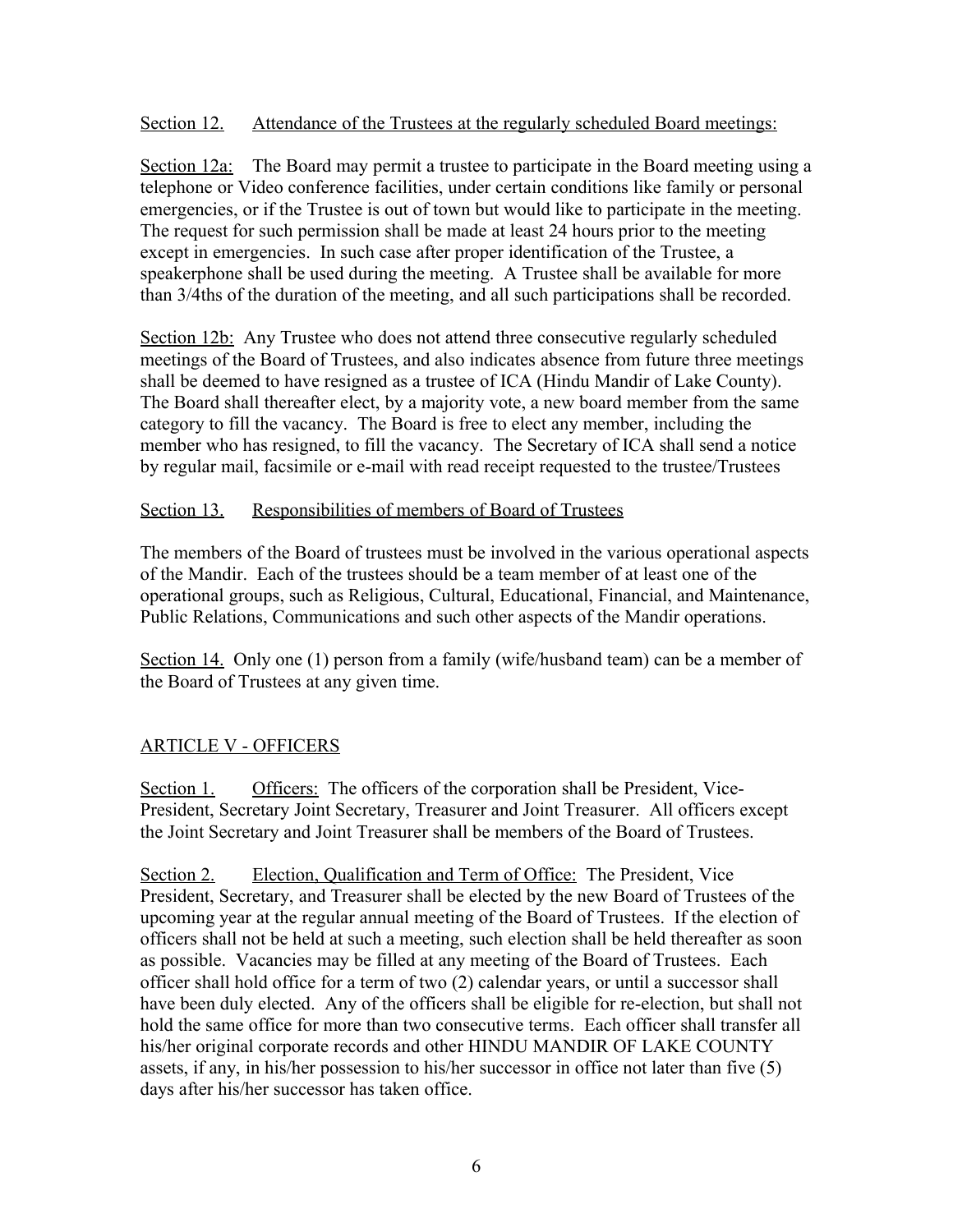Section 12. Attendance of the Trustees at the regularly scheduled Board meetings:

Section 12a: The Board may permit a trustee to participate in the Board meeting using a telephone or Video conference facilities, under certain conditions like family or personal emergencies, or if the Trustee is out of town but would like to participate in the meeting. The request for such permission shall be made at least 24 hours prior to the meeting except in emergencies. In such case after proper identification of the Trustee, a speakerphone shall be used during the meeting. A Trustee shall be available for more than 3/4ths of the duration of the meeting, and all such participations shall be recorded.

Section 12b: Any Trustee who does not attend three consecutive regularly scheduled meetings of the Board of Trustees, and also indicates absence from future three meetings shall be deemed to have resigned as a trustee of ICA (Hindu Mandir of Lake County). The Board shall thereafter elect, by a majority vote, a new board member from the same category to fill the vacancy. The Board is free to elect any member, including the member who has resigned, to fill the vacancy. The Secretary of ICA shall send a notice by regular mail, facsimile or e-mail with read receipt requested to the trustee/Trustees

Section 13. Responsibilities of members of Board of Trustees

The members of the Board of trustees must be involved in the various operational aspects of the Mandir. Each of the trustees should be a team member of at least one of the operational groups, such as Religious, Cultural, Educational, Financial, and Maintenance, Public Relations, Communications and such other aspects of the Mandir operations.

Section 14. Only one (1) person from a family (wife/husband team) can be a member of the Board of Trustees at any given time.

## ARTICLE V - OFFICERS

Section 1. Officers: The officers of the corporation shall be President, Vice-President, Secretary Joint Secretary, Treasurer and Joint Treasurer. All officers except the Joint Secretary and Joint Treasurer shall be members of the Board of Trustees.

Section 2. Election, Qualification and Term of Office: The President, Vice President, Secretary, and Treasurer shall be elected by the new Board of Trustees of the upcoming year at the regular annual meeting of the Board of Trustees. If the election of officers shall not be held at such a meeting, such election shall be held thereafter as soon as possible. Vacancies may be filled at any meeting of the Board of Trustees. Each officer shall hold office for a term of two (2) calendar years, or until a successor shall have been duly elected. Any of the officers shall be eligible for re-election, but shall not hold the same office for more than two consecutive terms. Each officer shall transfer all his/her original corporate records and other HINDU MANDIR OF LAKE COUNTY assets, if any, in his/her possession to his/her successor in office not later than five (5) days after his/her successor has taken office.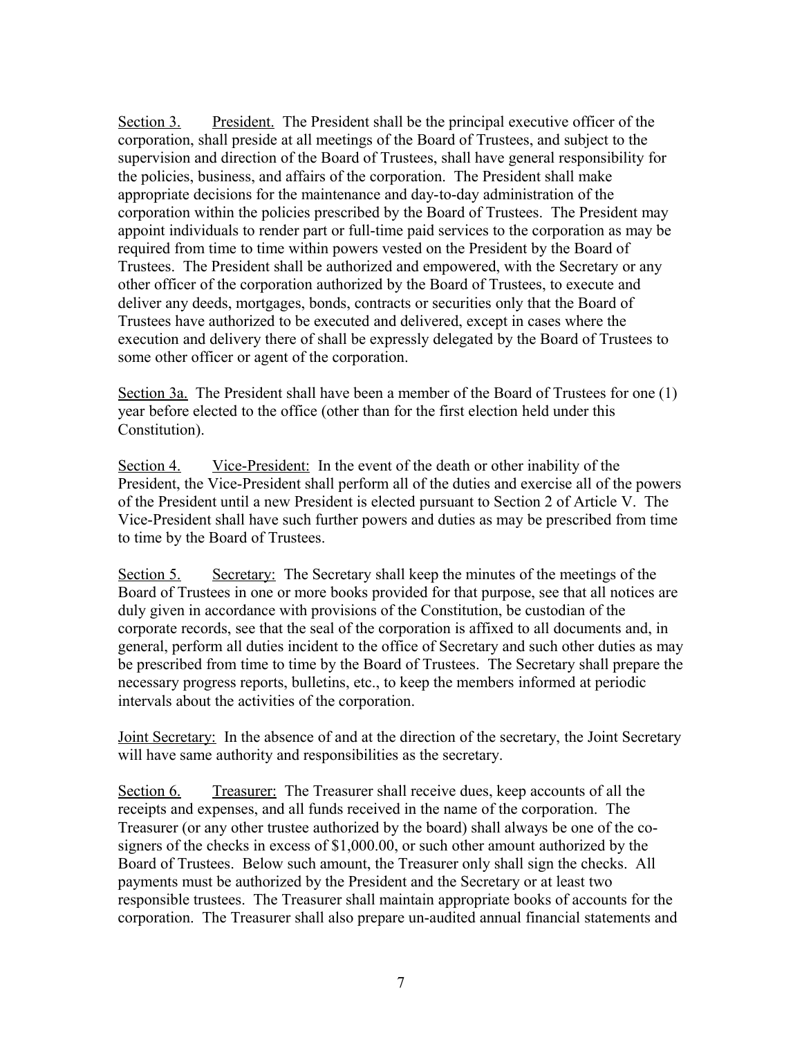Section 3. President. The President shall be the principal executive officer of the corporation, shall preside at all meetings of the Board of Trustees, and subject to the supervision and direction of the Board of Trustees, shall have general responsibility for the policies, business, and affairs of the corporation. The President shall make appropriate decisions for the maintenance and day-to-day administration of the corporation within the policies prescribed by the Board of Trustees. The President may appoint individuals to render part or full-time paid services to the corporation as may be required from time to time within powers vested on the President by the Board of Trustees. The President shall be authorized and empowered, with the Secretary or any other officer of the corporation authorized by the Board of Trustees, to execute and deliver any deeds, mortgages, bonds, contracts or securities only that the Board of Trustees have authorized to be executed and delivered, except in cases where the execution and delivery there of shall be expressly delegated by the Board of Trustees to some other officer or agent of the corporation.

Section 3a. The President shall have been a member of the Board of Trustees for one (1) year before elected to the office (other than for the first election held under this Constitution).

Section 4. Vice-President: In the event of the death or other inability of the President, the Vice-President shall perform all of the duties and exercise all of the powers of the President until a new President is elected pursuant to Section 2 of Article V. The Vice-President shall have such further powers and duties as may be prescribed from time to time by the Board of Trustees.

Section 5. Secretary: The Secretary shall keep the minutes of the meetings of the Board of Trustees in one or more books provided for that purpose, see that all notices are duly given in accordance with provisions of the Constitution, be custodian of the corporate records, see that the seal of the corporation is affixed to all documents and, in general, perform all duties incident to the office of Secretary and such other duties as may be prescribed from time to time by the Board of Trustees. The Secretary shall prepare the necessary progress reports, bulletins, etc., to keep the members informed at periodic intervals about the activities of the corporation.

Joint Secretary: In the absence of and at the direction of the secretary, the Joint Secretary will have same authority and responsibilities as the secretary.

Section 6. Treasurer: The Treasurer shall receive dues, keep accounts of all the receipts and expenses, and all funds received in the name of the corporation. The Treasurer (or any other trustee authorized by the board) shall always be one of the co-signers of the checks in excess of $1,000.00, or such other amount authorized by the Board of Trustees. Below such amount, the Treasurer only shall sign the checks. All payments must be authorized by the President and the Secretary or at least two responsible trustees. The Treasurer shall maintain appropriate books of accounts for the corporation. The Treasurer shall also prepare un-audited annual financial statements and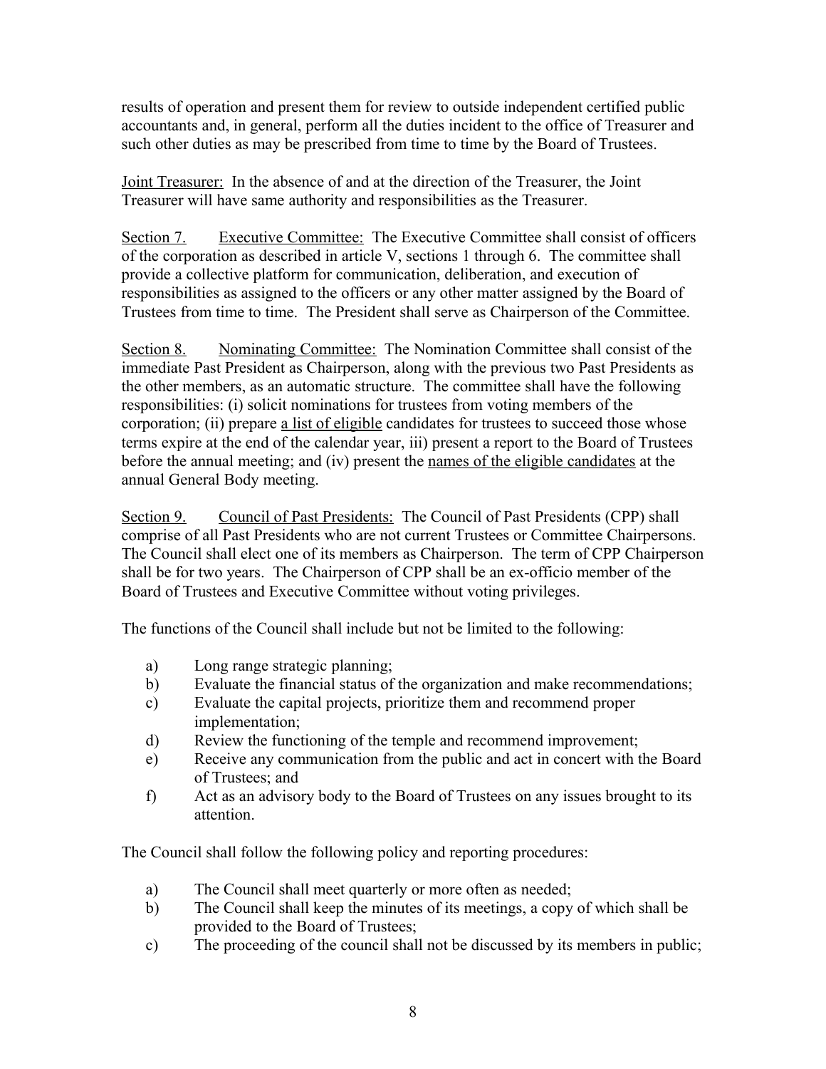results of operation and present them for review to outside independent certified public accountants and, in general, perform all the duties incident to the office of Treasurer and such other duties as may be prescribed from time to time by the Board of Trustees.

<u>Joint Treasurer:</u> In the absence of and at the direction of the Treasurer, the Joint Treasurer will have same authority and responsibilities as the Treasurer.

<u>Section 7.</u> <u>Executive Committee:</u> The Executive Committee shall consist of officers of the corporation as described in article V, sections 1 through 6. The committee shall provide a collective platform for communication, deliberation, and execution of responsibilities as assigned to the officers or any other matter assigned by the Board of Trustees from time to time. The President shall serve as Chairperson of the Committee.

<u>Section 8.</u> <u>Nominating Committee:</u> The Nomination Committee shall consist of the immediate Past President as Chairperson, along with the previous two Past Presidents as the other members, as an automatic structure. The committee shall have the following responsibilities: (i) solicit nominations for trustees from voting members of the corporation; (ii) prepare <u>a list of eligible</u> candidates for trustees to succeed those whose terms expire at the end of the calendar year, iii) present a report to the Board of Trustees before the annual meeting; and (iv) present the <u>names of the eligible candidates</u> at the annual General Body meeting.

<u>Section 9.</u> <u>Council of Past Presidents:</u> The Council of Past Presidents (CPP) shall comprise of all Past Presidents who are not current Trustees or Committee Chairpersons. The Council shall elect one of its members as Chairperson. The term of CPP Chairperson shall be for two years. The Chairperson of CPP shall be an ex-officio member of the Board of Trustees and Executive Committee without voting privileges.

The functions of the Council shall include but not be limited to the following:

a) Long range strategic planning;
b) Evaluate the financial status of the organization and make recommendations;
c) Evaluate the capital projects, prioritize them and recommend proper implementation;
d) Review the functioning of the temple and recommend improvement;
e) Receive any communication from the public and act in concert with the Board of Trustees; and
f) Act as an advisory body to the Board of Trustees on any issues brought to its attention.

The Council shall follow the following policy and reporting procedures:

a) The Council shall meet quarterly or more often as needed;
b) The Council shall keep the minutes of its meetings, a copy of which shall be provided to the Board of Trustees;
c) The proceeding of the council shall not be discussed by its members in public;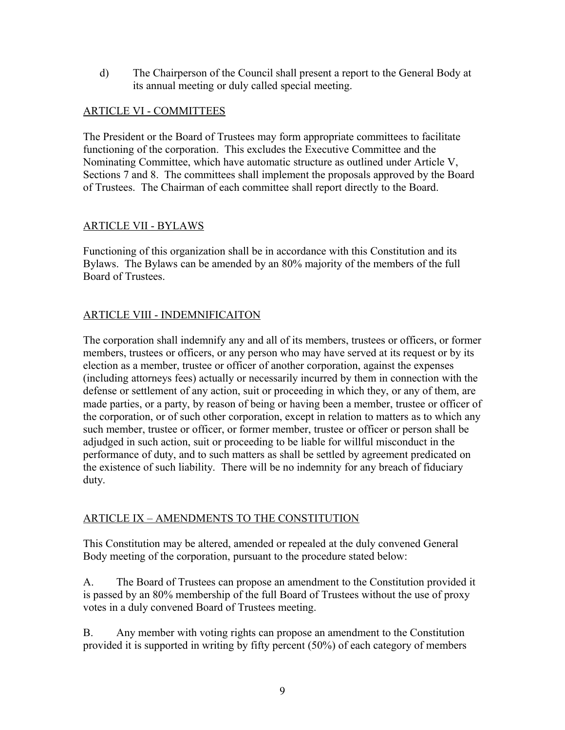d) The Chairperson of the Council shall present a report to the General Body at its annual meeting or duly called special meeting.

## ARTICLE VI - COMMITTEES

The President or the Board of Trustees may form appropriate committees to facilitate functioning of the corporation. This excludes the Executive Committee and the Nominating Committee, which have automatic structure as outlined under Article V, Sections 7 and 8. The committees shall implement the proposals approved by the Board of Trustees. The Chairman of each committee shall report directly to the Board.

## ARTICLE VII - BYLAWS

Functioning of this organization shall be in accordance with this Constitution and its Bylaws. The Bylaws can be amended by an 80% majority of the members of the full Board of Trustees.

## ARTICLE VIII - INDEMNIFICAITON

The corporation shall indemnify any and all of its members, trustees or officers, or former members, trustees or officers, or any person who may have served at its request or by its election as a member, trustee or officer of another corporation, against the expenses (including attorneys fees) actually or necessarily incurred by them in connection with the defense or settlement of any action, suit or proceeding in which they, or any of them, are made parties, or a party, by reason of being or having been a member, trustee or officer of the corporation, or of such other corporation, except in relation to matters as to which any such member, trustee or officer, or former member, trustee or officer or person shall be adjudged in such action, suit or proceeding to be liable for willful misconduct in the performance of duty, and to such matters as shall be settled by agreement predicated on the existence of such liability. There will be no indemnity for any breach of fiduciary duty.

## ARTICLE IX – AMENDMENTS TO THE CONSTITUTION

This Constitution may be altered, amended or repealed at the duly convened General Body meeting of the corporation, pursuant to the procedure stated below:

A. The Board of Trustees can propose an amendment to the Constitution provided it is passed by an 80% membership of the full Board of Trustees without the use of proxy votes in a duly convened Board of Trustees meeting.

B. Any member with voting rights can propose an amendment to the Constitution provided it is supported in writing by fifty percent (50%) of each category of members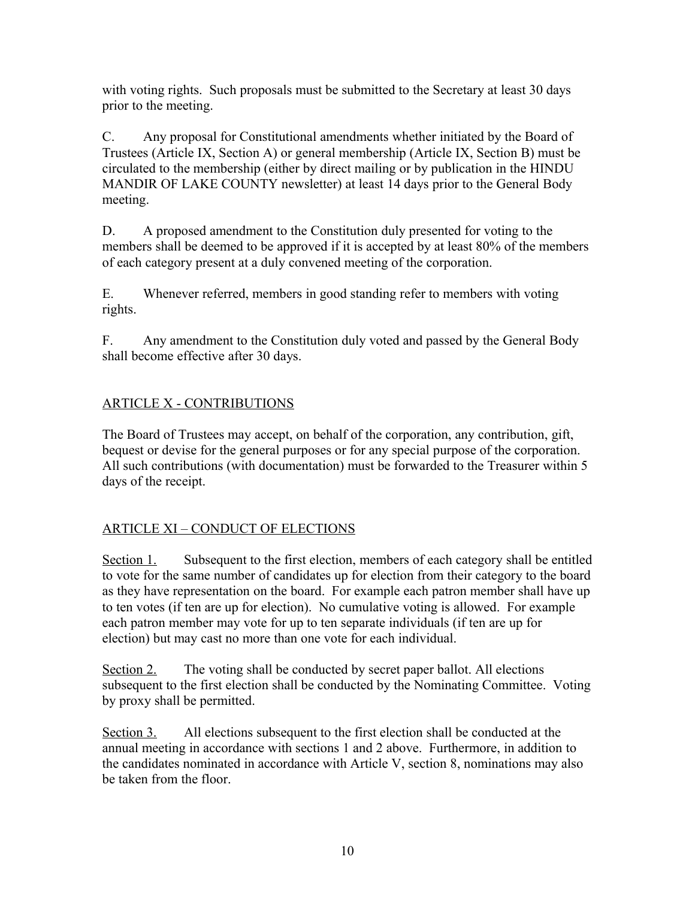with voting rights. Such proposals must be submitted to the Secretary at least 30 days prior to the meeting.

C. Any proposal for Constitutional amendments whether initiated by the Board of Trustees (Article IX, Section A) or general membership (Article IX, Section B) must be circulated to the membership (either by direct mailing or by publication in the HINDU MANDIR OF LAKE COUNTY newsletter) at least 14 days prior to the General Body meeting.

D. A proposed amendment to the Constitution duly presented for voting to the members shall be deemed to be approved if it is accepted by at least 80% of the members of each category present at a duly convened meeting of the corporation.

E. Whenever referred, members in good standing refer to members with voting rights.

F. Any amendment to the Constitution duly voted and passed by the General Body shall become effective after 30 days.

## ARTICLE X - CONTRIBUTIONS

The Board of Trustees may accept, on behalf of the corporation, any contribution, gift, bequest or devise for the general purposes or for any special purpose of the corporation. All such contributions (with documentation) must be forwarded to the Treasurer within 5 days of the receipt.

## ARTICLE XI – CONDUCT OF ELECTIONS

Section 1. Subsequent to the first election, members of each category shall be entitled to vote for the same number of candidates up for election from their category to the board as they have representation on the board. For example each patron member shall have up to ten votes (if ten are up for election). No cumulative voting is allowed. For example each patron member may vote for up to ten separate individuals (if ten are up for election) but may cast no more than one vote for each individual.

Section 2. The voting shall be conducted by secret paper ballot. All elections subsequent to the first election shall be conducted by the Nominating Committee. Voting by proxy shall be permitted.

Section 3. All elections subsequent to the first election shall be conducted at the annual meeting in accordance with sections 1 and 2 above. Furthermore, in addition to the candidates nominated in accordance with Article V, section 8, nominations may also be taken from the floor.